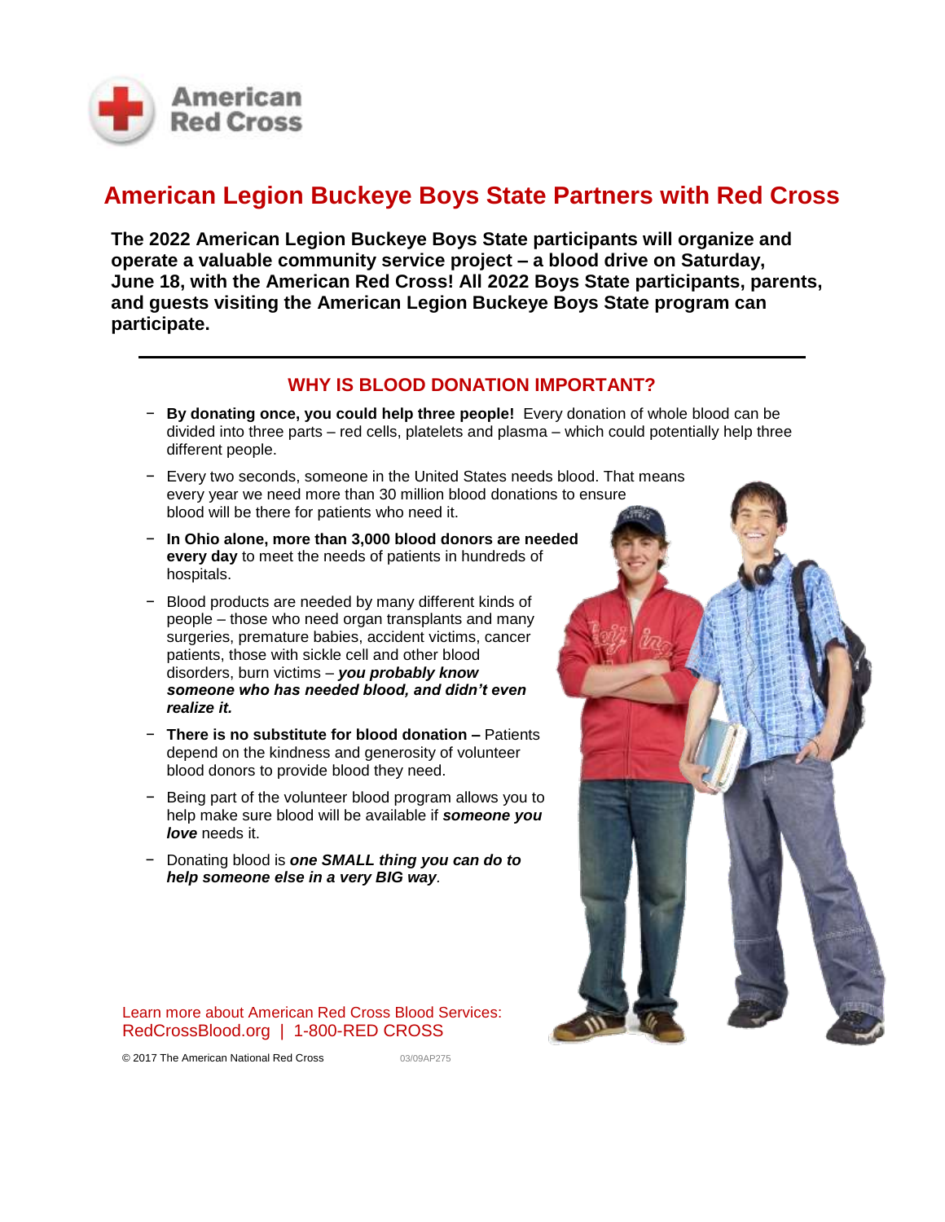American Red Cross

# American Legion Buckeye Boys State Partners with Red Cross

**The 2022 American Legion Buckeye Boys State participants will organize and operate a valuable community service project – a blood drive on Saturday, June 18, with the American Red Cross! All 2022 Boys State participants, parents, and guests visiting the American Legion Buckeye Boys State program can participate.**

---

## WHY IS BLOOD DONATION IMPORTANT?

- **By donating once, you could help three people!** Every donation of whole blood can be divided into three parts – red cells, platelets and plasma – which could potentially help three different people.
- Every two seconds, someone in the United States needs blood. That means every year we need more than 30 million blood donations to ensure blood will be there for patients who need it.
- **In Ohio alone, more than 3,000 blood donors are needed every day** to meet the needs of patients in hundreds of hospitals.
- Blood products are needed by many different kinds of people – those who need organ transplants and many surgeries, premature babies, accident victims, cancer patients, those with sickle cell and other blood disorders, burn victims – ***you probably know someone who has needed blood, and didn't even realize it.***
- **There is no substitute for blood donation –** Patients depend on the kindness and generosity of volunteer blood donors to provide blood they need.
- Being part of the volunteer blood program allows you to help make sure blood will be available if ***someone you love*** needs it.
- Donating blood is ***one SMALL thing you can do to help someone else in a very BIG way***.

Learn more about American Red Cross Blood Services:
RedCrossBlood.org | 1-800-RED CROSS

© 2017 The American National Red Cross 03/09AP275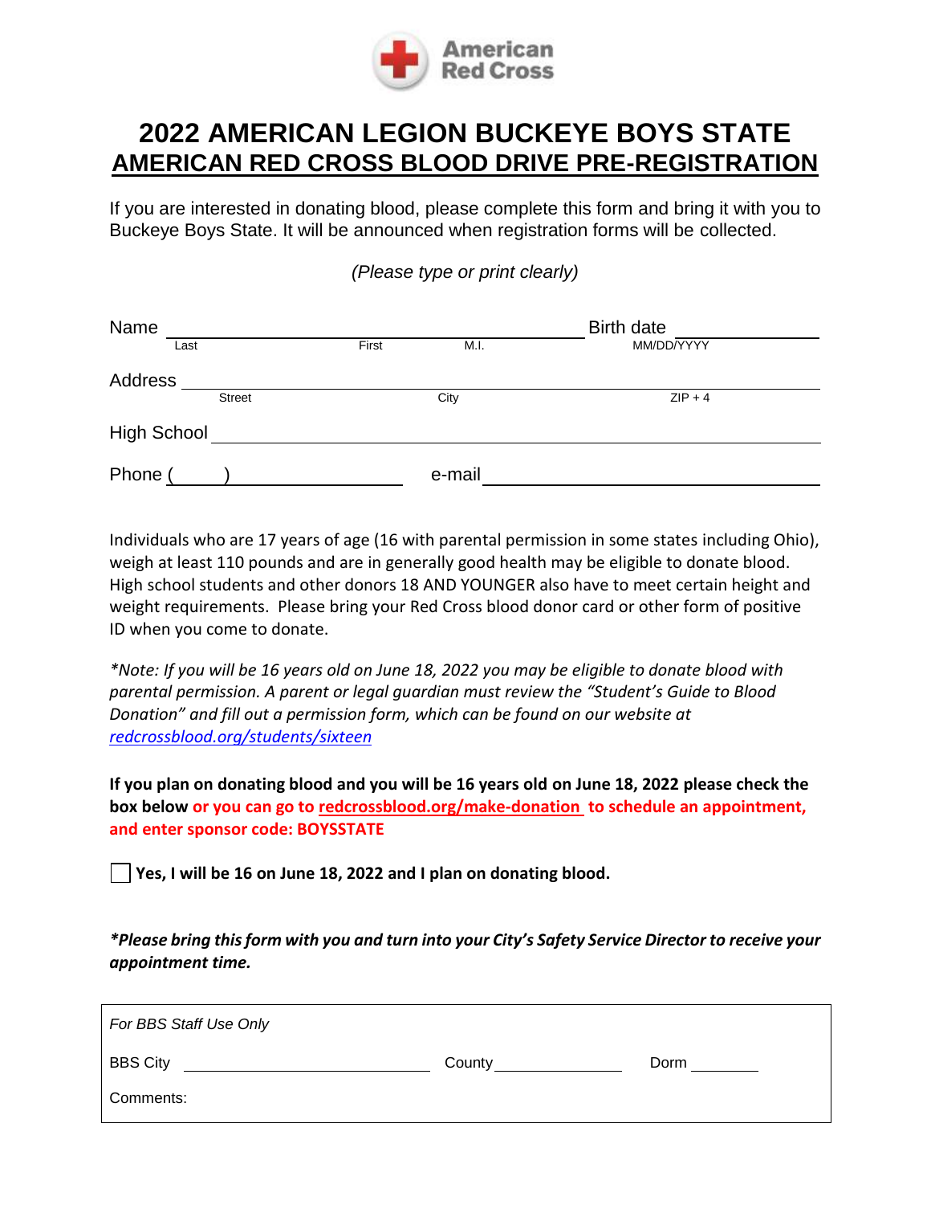American Red Cross

# 2022 AMERICAN LEGION BUCKEYE BOYS STATE

## AMERICAN RED CROSS BLOOD DRIVE PRE-REGISTRATION

If you are interested in donating blood, please complete this form and bring it with you to Buckeye Boys State. It will be announced when registration forms will be collected.

*(Please type or print clearly)*

Name ______________________________________ Birth date ______________
Last                First                M.I.                MM/DD/YYYY

Address ________________________________________________________________
Street                City                ZIP + 4

High School ____________________________________________________________

Phone (     ) ________________ e-mail ____________________________________

Individuals who are 17 years of age (16 with parental permission in some states including Ohio), weigh at least 110 pounds and are in generally good health may be eligible to donate blood. High school students and other donors 18 AND YOUNGER also have to meet certain height and weight requirements. Please bring your Red Cross blood donor card or other form of positive ID when you come to donate.

*\*Note: If you will be 16 years old on June 18, 2022 you may be eligible to donate blood with parental permission. A parent or legal guardian must review the "Student's Guide to Blood Donation" and fill out a permission form, which can be found on our website at redcrossblood.org/students/sixteen*

**If you plan on donating blood and you will be 16 years old on June 18, 2022 please check the box below or you can go to redcrossblood.org/make-donation to schedule an appointment, and enter sponsor code: BOYSSTATE**

☐ **Yes, I will be 16 on June 18, 2022 and I plan on donating blood.**

***\*Please bring this form with you and turn into your City's Safety Service Director to receive your appointment time.***

*For BBS Staff Use Only*

BBS City ______________________ County ______________ Dorm ________

Comments: